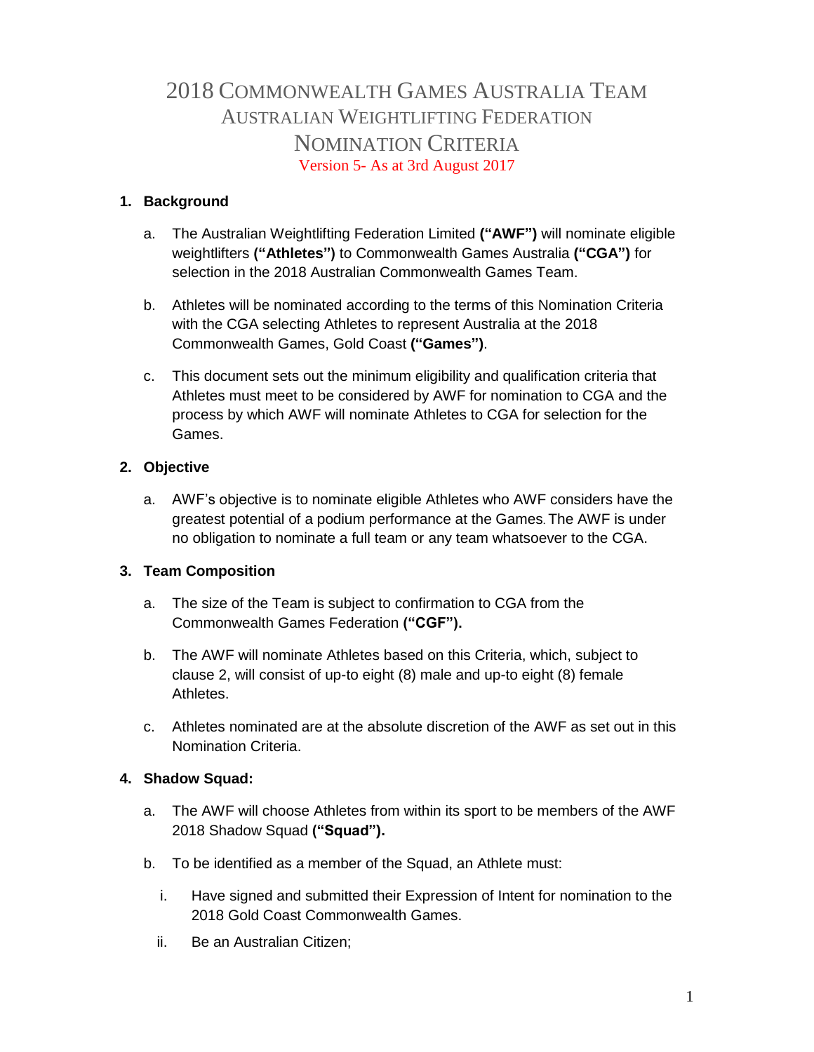# 2018 Commonwealth Games Australia Team
## Australian Weightlifting Federation
## Nomination Criteria

Version 5- As at 3rd August 2017

### 1. Background

a. The Australian Weightlifting Federation Limited **("AWF")** will nominate eligible weightlifters **("Athletes")** to Commonwealth Games Australia **("CGA")** for selection in the 2018 Australian Commonwealth Games Team.

b. Athletes will be nominated according to the terms of this Nomination Criteria with the CGA selecting Athletes to represent Australia at the 2018 Commonwealth Games, Gold Coast **("Games")**.

c. This document sets out the minimum eligibility and qualification criteria that Athletes must meet to be considered by AWF for nomination to CGA and the process by which AWF will nominate Athletes to CGA for selection for the Games.

### 2. Objective

a. AWF's objective is to nominate eligible Athletes who AWF considers have the greatest potential of a podium performance at the Games. The AWF is under no obligation to nominate a full team or any team whatsoever to the CGA.

### 3. Team Composition

a. The size of the Team is subject to confirmation to CGA from the Commonwealth Games Federation **("CGF").**

b. The AWF will nominate Athletes based on this Criteria, which, subject to clause 2, will consist of up-to eight (8) male and up-to eight (8) female Athletes.

c. Athletes nominated are at the absolute discretion of the AWF as set out in this Nomination Criteria.

### 4. Shadow Squad:

a. The AWF will choose Athletes from within its sport to be members of the AWF 2018 Shadow Squad **("Squad").**

b. To be identified as a member of the Squad, an Athlete must:

i. Have signed and submitted their Expression of Intent for nomination to the 2018 Gold Coast Commonwealth Games.

ii. Be an Australian Citizen;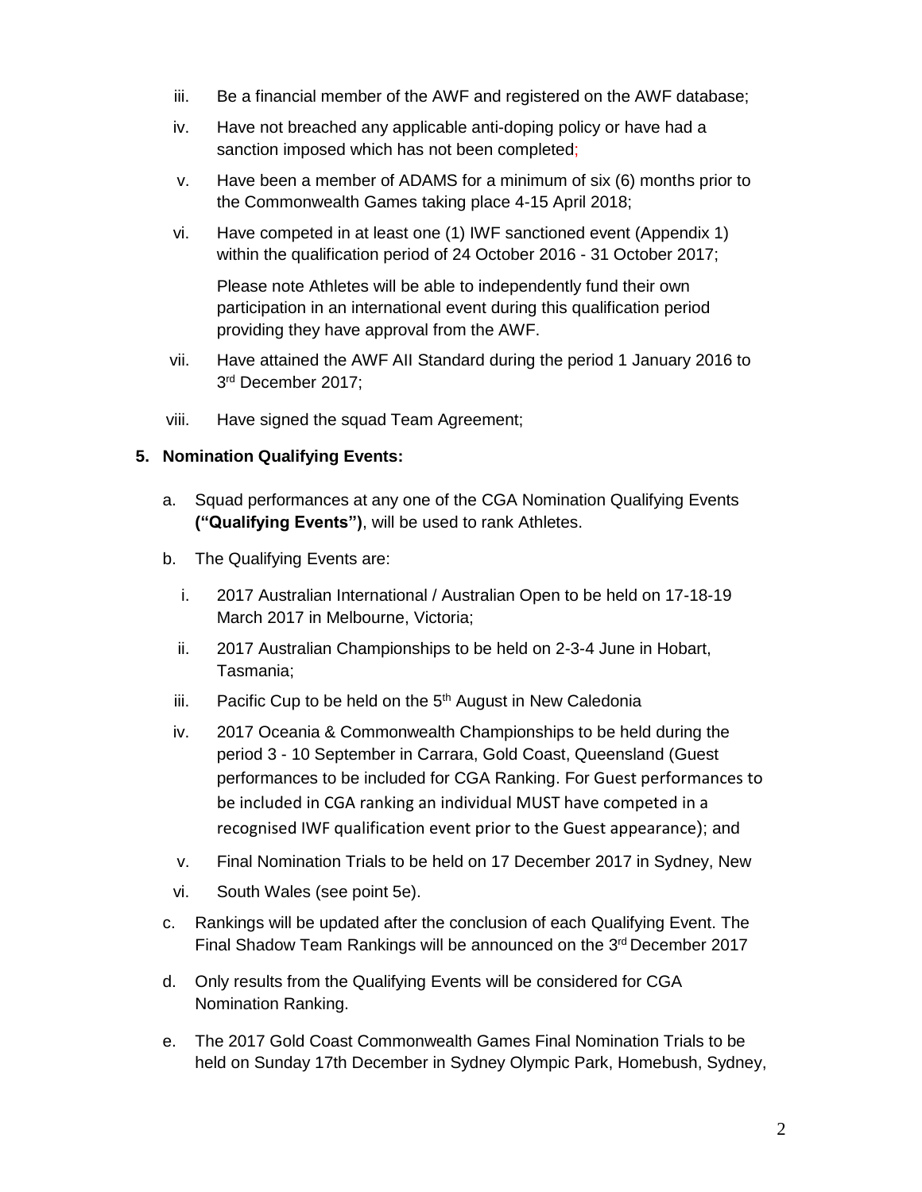iii. Be a financial member of the AWF and registered on the AWF database;

iv. Have not breached any applicable anti-doping policy or have had a sanction imposed which has not been completed;

v. Have been a member of ADAMS for a minimum of six (6) months prior to the Commonwealth Games taking place 4-15 April 2018;

vi. Have competed in at least one (1) IWF sanctioned event (Appendix 1) within the qualification period of 24 October 2016 - 31 October 2017;

    Please note Athletes will be able to independently fund their own participation in an international event during this qualification period providing they have approval from the AWF.

vii. Have attained the AWF AII Standard during the period 1 January 2016 to 3rd December 2017;

viii. Have signed the squad Team Agreement;

**5. Nomination Qualifying Events:**

a. Squad performances at any one of the CGA Nomination Qualifying Events **("Qualifying Events")**, will be used to rank Athletes.

b. The Qualifying Events are:

   i. 2017 Australian International / Australian Open to be held on 17-18-19 March 2017 in Melbourne, Victoria;

   ii. 2017 Australian Championships to be held on 2-3-4 June in Hobart, Tasmania;

   iii. Pacific Cup to be held on the 5th August in New Caledonia

   iv. 2017 Oceania & Commonwealth Championships to be held during the period 3 - 10 September in Carrara, Gold Coast, Queensland (Guest performances to be included for CGA Ranking. For Guest performances to be included in CGA ranking an individual MUST have competed in a recognised IWF qualification event prior to the Guest appearance); and

   v. Final Nomination Trials to be held on 17 December 2017 in Sydney, New

   vi. South Wales (see point 5e).

c. Rankings will be updated after the conclusion of each Qualifying Event. The Final Shadow Team Rankings will be announced on the 3rd December 2017

d. Only results from the Qualifying Events will be considered for CGA Nomination Ranking.

e. The 2017 Gold Coast Commonwealth Games Final Nomination Trials to be held on Sunday 17th December in Sydney Olympic Park, Homebush, Sydney,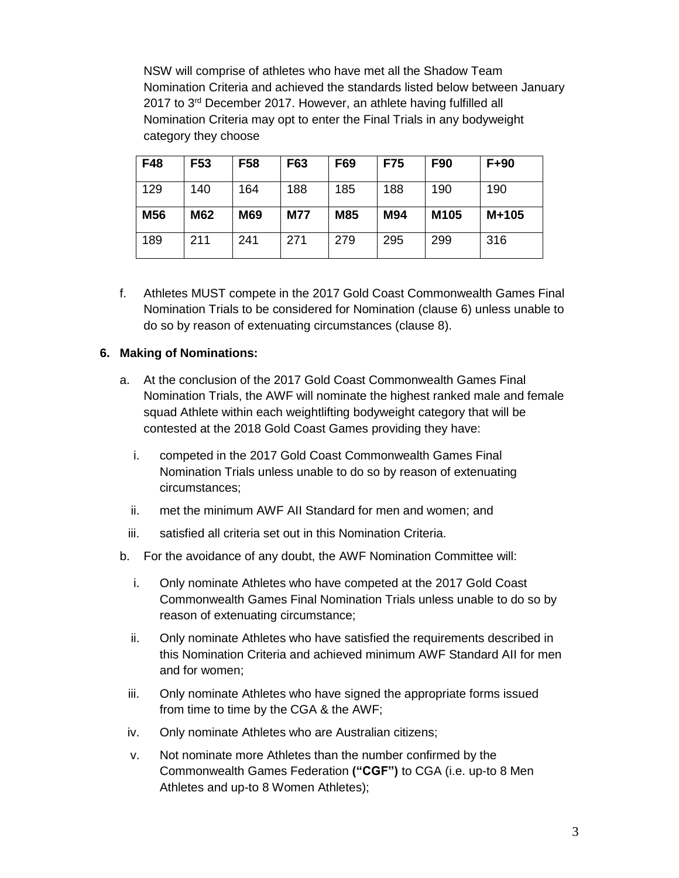NSW will comprise of athletes who have met all the Shadow Team Nomination Criteria and achieved the standards listed below between January 2017 to 3rd December 2017. However, an athlete having fulfilled all Nomination Criteria may opt to enter the Final Trials in any bodyweight category they choose

| F48 | F53 | F58 | F63 | F69 | F75 | F90 | F+90 |
|---|---|---|---|---|---|---|---|
| 129 | 140 | 164 | 188 | 185 | 188 | 190 | 190 |
| **M56** | **M62** | **M69** | **M77** | **M85** | **M94** | **M105** | **M+105** |
| 189 | 211 | 241 | 271 | 279 | 295 | 299 | 316 |

f. Athletes MUST compete in the 2017 Gold Coast Commonwealth Games Final Nomination Trials to be considered for Nomination (clause 6) unless unable to do so by reason of extenuating circumstances (clause 8).

**6. Making of Nominations:**

a. At the conclusion of the 2017 Gold Coast Commonwealth Games Final Nomination Trials, the AWF will nominate the highest ranked male and female squad Athlete within each weightlifting bodyweight category that will be contested at the 2018 Gold Coast Games providing they have:

  i. competed in the 2017 Gold Coast Commonwealth Games Final Nomination Trials unless unable to do so by reason of extenuating circumstances;

  ii. met the minimum AWF AII Standard for men and women; and

  iii. satisfied all criteria set out in this Nomination Criteria.

b. For the avoidance of any doubt, the AWF Nomination Committee will:

  i. Only nominate Athletes who have competed at the 2017 Gold Coast Commonwealth Games Final Nomination Trials unless unable to do so by reason of extenuating circumstance;

  ii. Only nominate Athletes who have satisfied the requirements described in this Nomination Criteria and achieved minimum AWF Standard AII for men and for women;

  iii. Only nominate Athletes who have signed the appropriate forms issued from time to time by the CGA & the AWF;

  iv. Only nominate Athletes who are Australian citizens;

  v. Not nominate more Athletes than the number confirmed by the Commonwealth Games Federation **("CGF")** to CGA (i.e. up-to 8 Men Athletes and up-to 8 Women Athletes);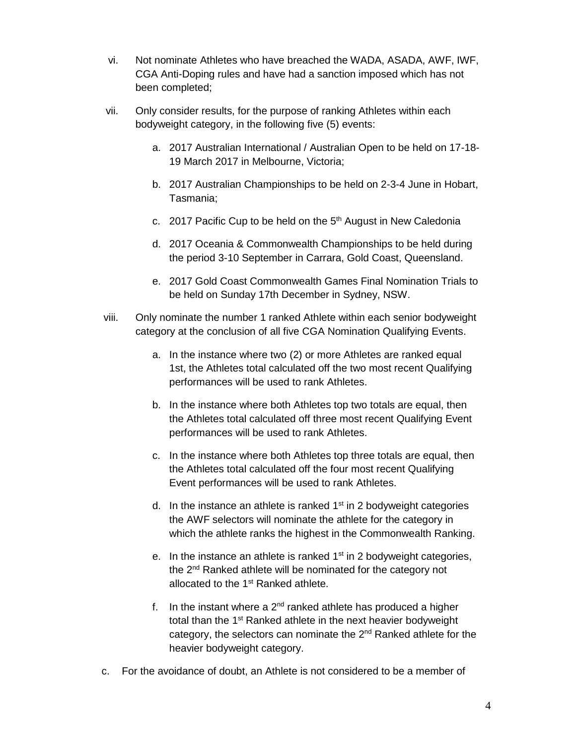vi. Not nominate Athletes who have breached the WADA, ASADA, AWF, IWF, CGA Anti-Doping rules and have had a sanction imposed which has not been completed;

vii. Only consider results, for the purpose of ranking Athletes within each bodyweight category, in the following five (5) events:

   a. 2017 Australian International / Australian Open to be held on 17-18-19 March 2017 in Melbourne, Victoria;

   b. 2017 Australian Championships to be held on 2-3-4 June in Hobart, Tasmania;

   c. 2017 Pacific Cup to be held on the 5th August in New Caledonia

   d. 2017 Oceania & Commonwealth Championships to be held during the period 3-10 September in Carrara, Gold Coast, Queensland.

   e. 2017 Gold Coast Commonwealth Games Final Nomination Trials to be held on Sunday 17th December in Sydney, NSW.

viii. Only nominate the number 1 ranked Athlete within each senior bodyweight category at the conclusion of all five CGA Nomination Qualifying Events.

   a. In the instance where two (2) or more Athletes are ranked equal 1st, the Athletes total calculated off the two most recent Qualifying performances will be used to rank Athletes.

   b. In the instance where both Athletes top two totals are equal, then the Athletes total calculated off three most recent Qualifying Event performances will be used to rank Athletes.

   c. In the instance where both Athletes top three totals are equal, then the Athletes total calculated off the four most recent Qualifying Event performances will be used to rank Athletes.

   d. In the instance an athlete is ranked 1st in 2 bodyweight categories the AWF selectors will nominate the athlete for the category in which the athlete ranks the highest in the Commonwealth Ranking.

   e. In the instance an athlete is ranked 1st in 2 bodyweight categories, the 2nd Ranked athlete will be nominated for the category not allocated to the 1st Ranked athlete.

   f. In the instant where a 2nd ranked athlete has produced a higher total than the 1st Ranked athlete in the next heavier bodyweight category, the selectors can nominate the 2nd Ranked athlete for the heavier bodyweight category.

c. For the avoidance of doubt, an Athlete is not considered to be a member of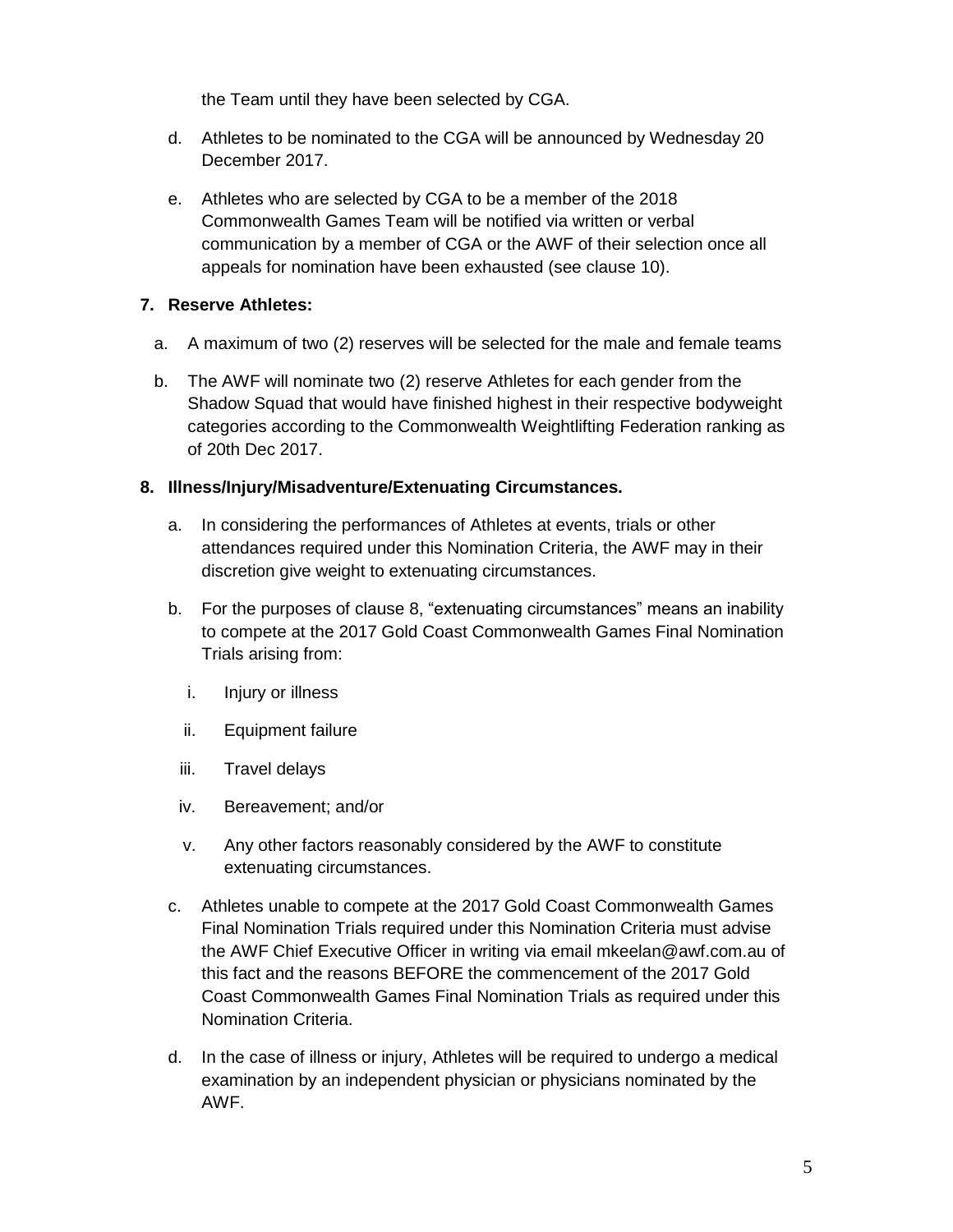the Team until they have been selected by CGA.

d. Athletes to be nominated to the CGA will be announced by Wednesday 20 December 2017.

e. Athletes who are selected by CGA to be a member of the 2018 Commonwealth Games Team will be notified via written or verbal communication by a member of CGA or the AWF of their selection once all appeals for nomination have been exhausted (see clause 10).

**7. Reserve Athletes:**

a. A maximum of two (2) reserves will be selected for the male and female teams

b. The AWF will nominate two (2) reserve Athletes for each gender from the Shadow Squad that would have finished highest in their respective bodyweight categories according to the Commonwealth Weightlifting Federation ranking as of 20th Dec 2017.

**8. Illness/Injury/Misadventure/Extenuating Circumstances.**

a. In considering the performances of Athletes at events, trials or other attendances required under this Nomination Criteria, the AWF may in their discretion give weight to extenuating circumstances.

b. For the purposes of clause 8, "extenuating circumstances" means an inability to compete at the 2017 Gold Coast Commonwealth Games Final Nomination Trials arising from:

i. Injury or illness

ii. Equipment failure

iii. Travel delays

iv. Bereavement; and/or

v. Any other factors reasonably considered by the AWF to constitute extenuating circumstances.

c. Athletes unable to compete at the 2017 Gold Coast Commonwealth Games Final Nomination Trials required under this Nomination Criteria must advise the AWF Chief Executive Officer in writing via email mkeelan@awf.com.au of this fact and the reasons BEFORE the commencement of the 2017 Gold Coast Commonwealth Games Final Nomination Trials as required under this Nomination Criteria.

d. In the case of illness or injury, Athletes will be required to undergo a medical examination by an independent physician or physicians nominated by the AWF.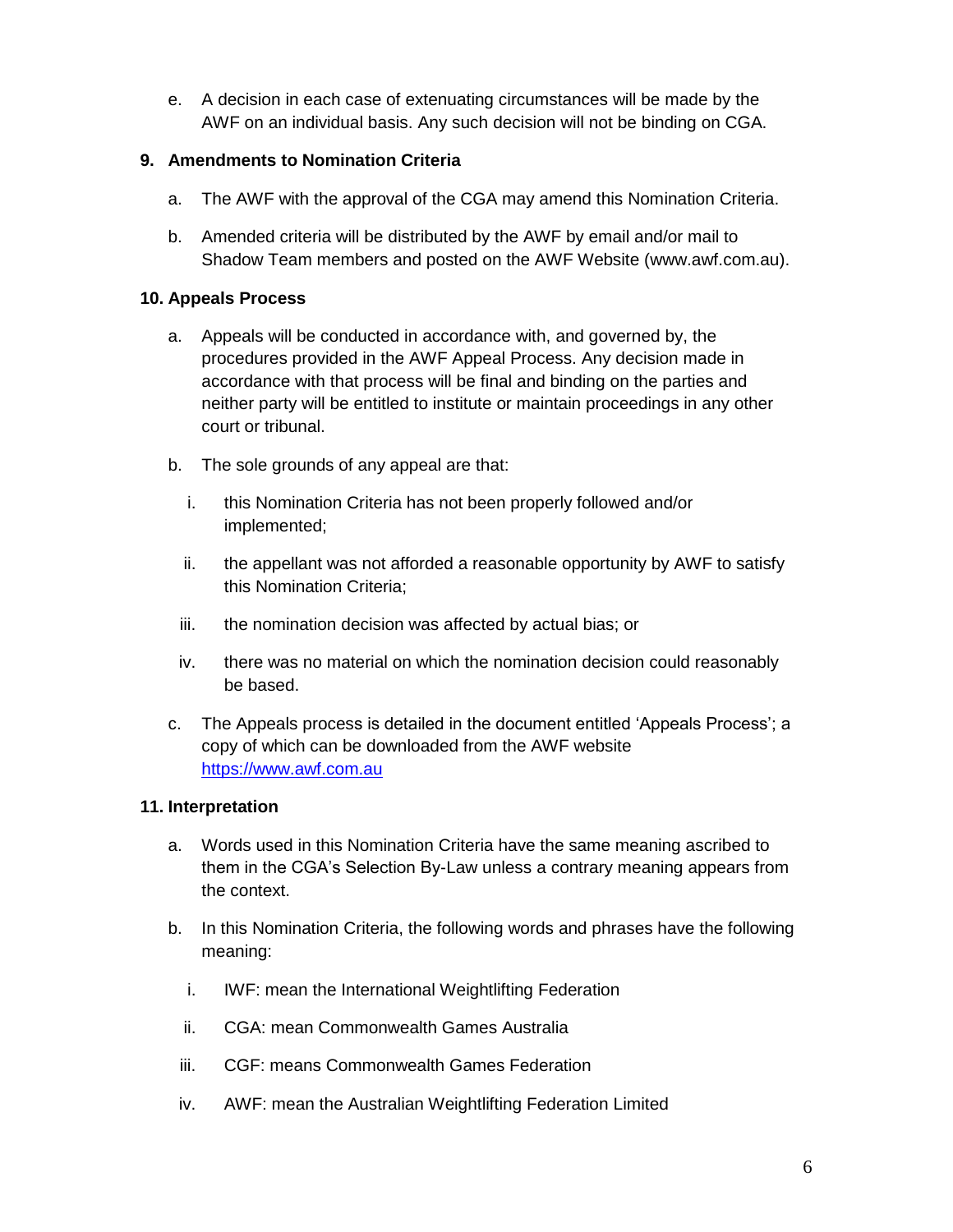e. A decision in each case of extenuating circumstances will be made by the AWF on an individual basis. Any such decision will not be binding on CGA.

### 9. Amendments to Nomination Criteria

a. The AWF with the approval of the CGA may amend this Nomination Criteria.

b. Amended criteria will be distributed by the AWF by email and/or mail to Shadow Team members and posted on the AWF Website (www.awf.com.au).

### 10. Appeals Process

a. Appeals will be conducted in accordance with, and governed by, the procedures provided in the AWF Appeal Process. Any decision made in accordance with that process will be final and binding on the parties and neither party will be entitled to institute or maintain proceedings in any other court or tribunal.

b. The sole grounds of any appeal are that:

   i. this Nomination Criteria has not been properly followed and/or implemented;

   ii. the appellant was not afforded a reasonable opportunity by AWF to satisfy this Nomination Criteria;

   iii. the nomination decision was affected by actual bias; or

   iv. there was no material on which the nomination decision could reasonably be based.

c. The Appeals process is detailed in the document entitled 'Appeals Process'; a copy of which can be downloaded from the AWF website [https://www.awf.com.au](https://www.awf.com.au)

### 11. Interpretation

a. Words used in this Nomination Criteria have the same meaning ascribed to them in the CGA's Selection By-Law unless a contrary meaning appears from the context.

b. In this Nomination Criteria, the following words and phrases have the following meaning:

   i. IWF: mean the International Weightlifting Federation

   ii. CGA: mean Commonwealth Games Australia

   iii. CGF: means Commonwealth Games Federation

   iv. AWF: mean the Australian Weightlifting Federation Limited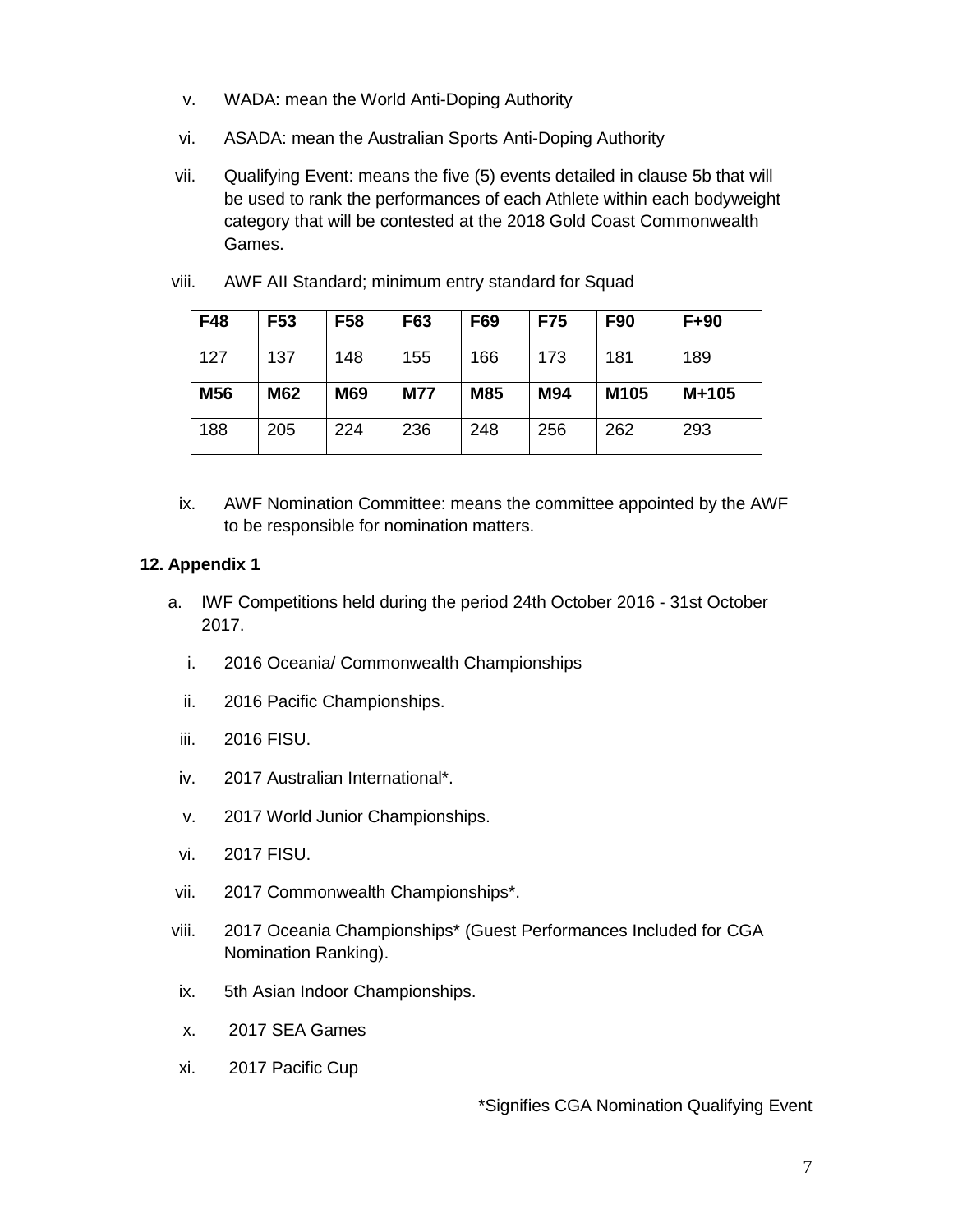v. WADA: mean the World Anti-Doping Authority

vi. ASADA: mean the Australian Sports Anti-Doping Authority

vii. Qualifying Event: means the five (5) events detailed in clause 5b that will be used to rank the performances of each Athlete within each bodyweight category that will be contested at the 2018 Gold Coast Commonwealth Games.

viii. AWF AII Standard; minimum entry standard for Squad

| | | | | | | | |
|---|---|---|---|---|---|---|---|
| **F48** | **F53** | **F58** | **F63** | **F69** | **F75** | **F90** | **F+90** |
| 127 | 137 | 148 | 155 | 166 | 173 | 181 | 189 |
| **M56** | **M62** | **M69** | **M77** | **M85** | **M94** | **M105** | **M+105** |
| 188 | 205 | 224 | 236 | 248 | 256 | 262 | 293 |

ix. AWF Nomination Committee: means the committee appointed by the AWF to be responsible for nomination matters.

## 12. Appendix 1

a. IWF Competitions held during the period 24th October 2016 - 31st October 2017.

i. 2016 Oceania/ Commonwealth Championships

ii. 2016 Pacific Championships.

iii. 2016 FISU.

iv. 2017 Australian International*.

v. 2017 World Junior Championships.

vi. 2017 FISU.

vii. 2017 Commonwealth Championships*.

viii. 2017 Oceania Championships* (Guest Performances Included for CGA Nomination Ranking).

ix. 5th Asian Indoor Championships.

x. 2017 SEA Games

xi. 2017 Pacific Cup

*Signifies CGA Nomination Qualifying Event